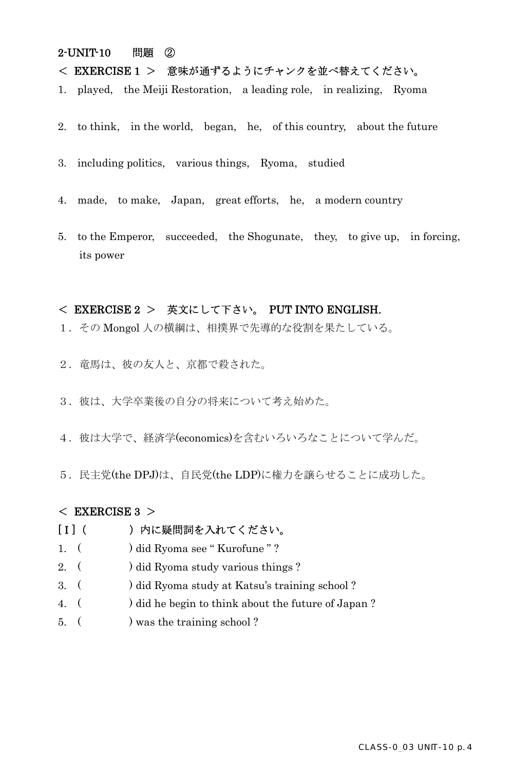2-UNIT-10　問題　②

**＜ EXERCISE 1 ＞　意味が通ずるようにチャンクを並べ替えてください。**

1. played,　the Meiji Restoration,　a leading role,　in realizing,　Ryoma

2. to think,　in the world,　began,　he,　of this country,　about the future

3. including politics,　various things,　Ryoma,　studied

4. made,　to make,　Japan,　great efforts,　he,　a modern country

5. to the Emperor,　succeeded,　the Shogunate,　they,　to give up,　in forcing,　its power

**＜ EXERCISE 2 ＞　英文にして下さい。 PUT INTO ENGLISH.**

１. その Mongol 人の横綱は、相撲界で先導的な役割を果たしている。

２. 竜馬は、彼の友人と、京都で殺された。

３. 彼は、大学卒業後の自分の将来について考え始めた。

４. 彼は大学で、経済学(economics)を含むいろいろなことについて学んだ。

５. 民主党(the DPJ)は、自民党(the LDP)に権力を譲らせることに成功した。

**＜ EXERCISE 3 ＞**

**[ I ]（　　　　）内に疑問詞を入れてください。**

1. (　　　　) did Ryoma see " Kurofune " ?
2. (　　　　) did Ryoma study various things ?
3. (　　　　) did Ryoma study at Katsu's training school ?
4. (　　　　) did he begin to think about the future of Japan ?
5. (　　　　) was the training school ?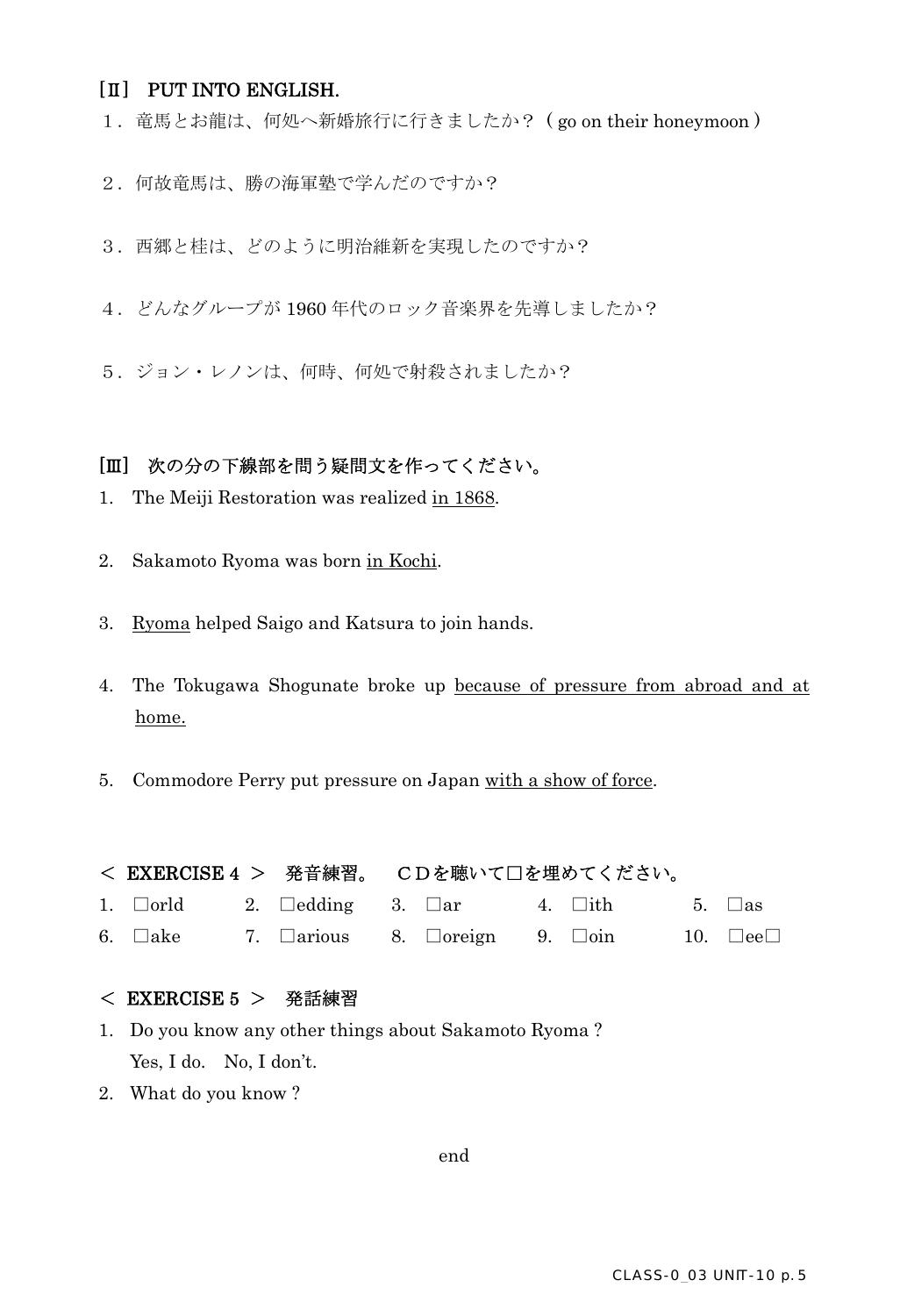## [Ⅱ] PUT INTO ENGLISH.

1．竜馬とお龍は、何処へ新婚旅行に行きましたか？（ go on their honeymoon ）

2．何故竜馬は、勝の海軍塾で学んだのですか？

3．西郷と桂は、どのように明治維新を実現したのですか？

4．どんなグループが 1960 年代のロック音楽界を先導しましたか？

5．ジョン・レノンは、何時、何処で射殺されましたか？

## [Ⅲ] 次の分の下線部を問う疑問文を作ってください。

1. The Meiji Restoration was realized <u>in 1868</u>.

2. Sakamoto Ryoma was born <u>in Kochi</u>.

3. <u>Ryoma</u> helped Saigo and Katsura to join hands.

4. The Tokugawa Shogunate broke up <u>because of pressure from abroad and at home.</u>

5. Commodore Perry put pressure on Japan <u>with a show of force</u>.

## ＜ EXERCISE 4 ＞ 発音練習。 ＣＤを聴いて□を埋めてください。

| | | | | |
|---|---|---|---|---|
| 1. □orld | 2. □edding | 3. □ar | 4. □ith | 5. □as |
| 6. □ake | 7. □arious | 8. □oreign | 9. □oin | 10. □ee□ |

## ＜ EXERCISE 5 ＞ 発話練習

1. Do you know any other things about Sakamoto Ryoma ?
   Yes, I do. No, I don't.
2. What do you know ?

end